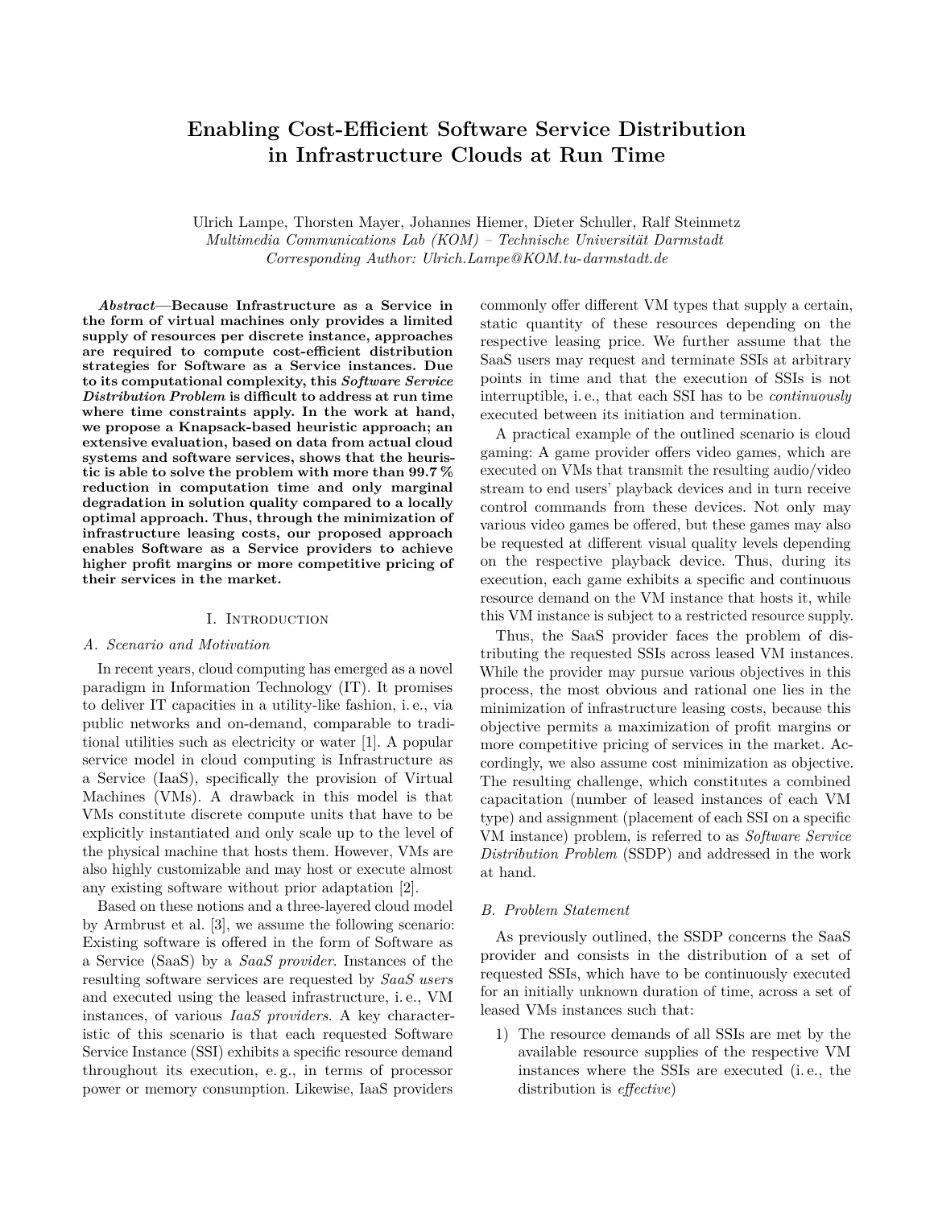# Enabling Cost-Efficient Software Service Distribution in Infrastructure Clouds at Run Time

Ulrich Lampe, Thorsten Mayer, Johannes Hiemer, Dieter Schuller, Ralf Steinmetz

*Multimedia Communications Lab (KOM) – Technische Universität Darmstadt*

*Corresponding Author: Ulrich.Lampe@KOM.tu-darmstadt.de*

***Abstract*—Because Infrastructure as a Service in the form of virtual machines only provides a limited supply of resources per discrete instance, approaches are required to compute cost-efficient distribution strategies for Software as a Service instances. Due to its computational complexity, this *Software Service Distribution Problem* is difficult to address at run time where time constraints apply. In the work at hand, we propose a Knapsack-based heuristic approach; an extensive evaluation, based on data from actual cloud systems and software services, shows that the heuristic is able to solve the problem with more than 99.7 % reduction in computation time and only marginal degradation in solution quality compared to a locally optimal approach. Thus, through the minimization of infrastructure leasing costs, our proposed approach enables Software as a Service providers to achieve higher profit margins or more competitive pricing of their services in the market.**

## I. Introduction

### A. Scenario and Motivation

In recent years, cloud computing has emerged as a novel paradigm in Information Technology (IT). It promises to deliver IT capacities in a utility-like fashion, i. e., via public networks and on-demand, comparable to traditional utilities such as electricity or water [1]. A popular service model in cloud computing is Infrastructure as a Service (IaaS), specifically the provision of Virtual Machines (VMs). A drawback in this model is that VMs constitute discrete compute units that have to be explicitly instantiated and only scale up to the level of the physical machine that hosts them. However, VMs are also highly customizable and may host or execute almost any existing software without prior adaptation [2].

Based on these notions and a three-layered cloud model by Armbrust et al. [3], we assume the following scenario: Existing software is offered in the form of Software as a Service (SaaS) by a *SaaS provider*. Instances of the resulting software services are requested by *SaaS users* and executed using the leased infrastructure, i. e., VM instances, of various *IaaS providers*. A key characteristic of this scenario is that each requested Software Service Instance (SSI) exhibits a specific resource demand throughout its execution, e. g., in terms of processor power or memory consumption. Likewise, IaaS providers commonly offer different VM types that supply a certain, static quantity of these resources depending on the respective leasing price. We further assume that the SaaS users may request and terminate SSIs at arbitrary points in time and that the execution of SSIs is not interruptible, i. e., that each SSI has to be *continuously* executed between its initiation and termination.

A practical example of the outlined scenario is cloud gaming: A game provider offers video games, which are executed on VMs that transmit the resulting audio/video stream to end users' playback devices and in turn receive control commands from these devices. Not only may various video games be offered, but these games may also be requested at different visual quality levels depending on the respective playback device. Thus, during its execution, each game exhibits a specific and continuous resource demand on the VM instance that hosts it, while this VM instance is subject to a restricted resource supply.

Thus, the SaaS provider faces the problem of distributing the requested SSIs across leased VM instances. While the provider may pursue various objectives in this process, the most obvious and rational one lies in the minimization of infrastructure leasing costs, because this objective permits a maximization of profit margins or more competitive pricing of services in the market. Accordingly, we also assume cost minimization as objective. The resulting challenge, which constitutes a combined capacitation (number of leased instances of each VM type) and assignment (placement of each SSI on a specific VM instance) problem, is referred to as *Software Service Distribution Problem* (SSDP) and addressed in the work at hand.

### B. Problem Statement

As previously outlined, the SSDP concerns the SaaS provider and consists in the distribution of a set of requested SSIs, which have to be continuously executed for an initially unknown duration of time, across a set of leased VMs instances such that:

1) The resource demands of all SSIs are met by the available resource supplies of the respective VM instances where the SSIs are executed (i. e., the distribution is *effective*)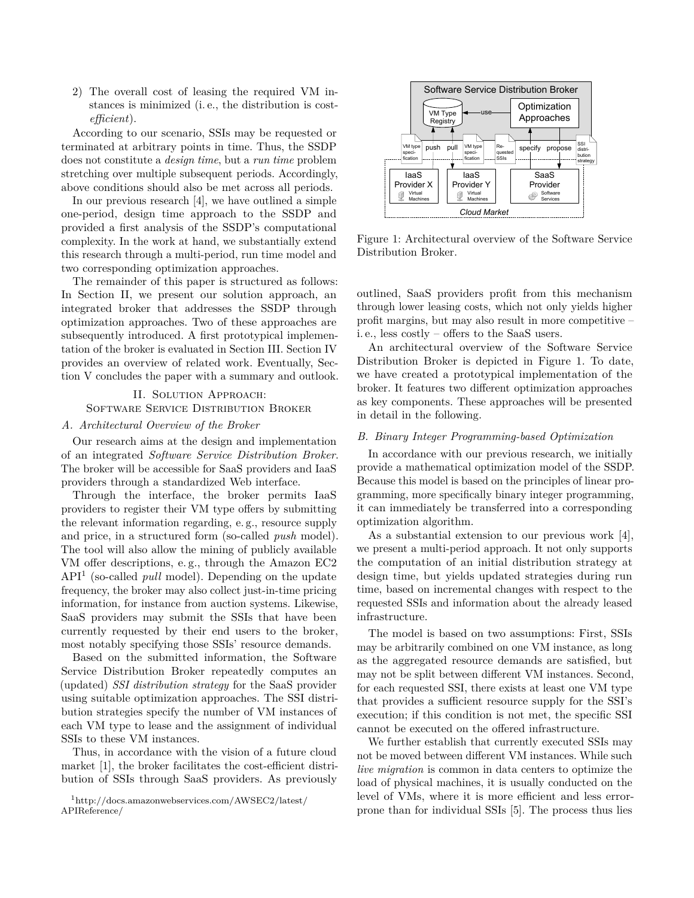2) The overall cost of leasing the required VM instances is minimized (i. e., the distribution is *cost-efficient*).

According to our scenario, SSIs may be requested or terminated at arbitrary points in time. Thus, the SSDP does not constitute a *design time*, but a *run time* problem stretching over multiple subsequent periods. Accordingly, above conditions should also be met across all periods.

In our previous research [4], we have outlined a simple one-period, design time approach to the SSDP and provided a first analysis of the SSDP's computational complexity. In the work at hand, we substantially extend this research through a multi-period, run time model and two corresponding optimization approaches.

The remainder of this paper is structured as follows: In Section II, we present our solution approach, an integrated broker that addresses the SSDP through optimization approaches. Two of these approaches are subsequently introduced. A first prototypical implementation of the broker is evaluated in Section III. Section IV provides an overview of related work. Eventually, Section V concludes the paper with a summary and outlook.

## II. Solution Approach: Software Service Distribution Broker

### A. Architectural Overview of the Broker

Our research aims at the design and implementation of an integrated *Software Service Distribution Broker*. The broker will be accessible for SaaS providers and IaaS providers through a standardized Web interface.

Through the interface, the broker permits IaaS providers to register their VM type offers by submitting the relevant information regarding, e. g., resource supply and price, in a structured form (so-called *push* model). The tool will also allow the mining of publicly available VM offer descriptions, e. g., through the Amazon EC2 API[1] (so-called *pull* model). Depending on the update frequency, the broker may also collect just-in-time pricing information, for instance from auction systems. Likewise, SaaS providers may submit the SSIs that have been currently requested by their end users to the broker, most notably specifying those SSIs' resource demands.

Based on the submitted information, the Software Service Distribution Broker repeatedly computes an (updated) *SSI distribution strategy* for the SaaS provider using suitable optimization approaches. The SSI distribution strategies specify the number of VM instances of each VM type to lease and the assignment of individual SSIs to these VM instances.

Thus, in accordance with the vision of a future cloud market [1], the broker facilitates the cost-efficient distribution of SSIs through SaaS providers. As previously outlined, SaaS providers profit from this mechanism through lower leasing costs, which not only yields higher profit margins, but may also result in more competitive – i. e., less costly – offers to the SaaS users.

[1] http://docs.amazonwebservices.com/AWSEC2/latest/APIReference/

Software Service Distribution Broker
VM Type Registry
use
Optimization Approaches
VM type specification
push
pull
VM type specification
Requested SSIs
specify
propose
SSI distribution strategy
IaaS Provider X
Virtual Machines
IaaS Provider Y
Virtual Machines
SaaS Provider
Software Services
Cloud Market

Figure 1: Architectural overview of the Software Service Distribution Broker.

An architectural overview of the Software Service Distribution Broker is depicted in Figure 1. To date, we have created a prototypical implementation of the broker. It features two different optimization approaches as key components. These approaches will be presented in detail in the following.

### B. Binary Integer Programming-based Optimization

In accordance with our previous research, we initially provide a mathematical optimization model of the SSDP. Because this model is based on the principles of linear programming, more specifically binary integer programming, it can immediately be transferred into a corresponding optimization algorithm.

As a substantial extension to our previous work [4], we present a multi-period approach. It not only supports the computation of an initial distribution strategy at design time, but yields updated strategies during run time, based on incremental changes with respect to the requested SSIs and information about the already leased infrastructure.

The model is based on two assumptions: First, SSIs may be arbitrarily combined on one VM instance, as long as the aggregated resource demands are satisfied, but may not be split between different VM instances. Second, for each requested SSI, there exists at least one VM type that provides a sufficient resource supply for the SSI's execution; if this condition is not met, the specific SSI cannot be executed on the offered infrastructure.

We further establish that currently executed SSIs may not be moved between different VM instances. While such *live migration* is common in data centers to optimize the load of physical machines, it is usually conducted on the level of VMs, where it is more efficient and less error-prone than for individual SSIs [5]. The process thus lies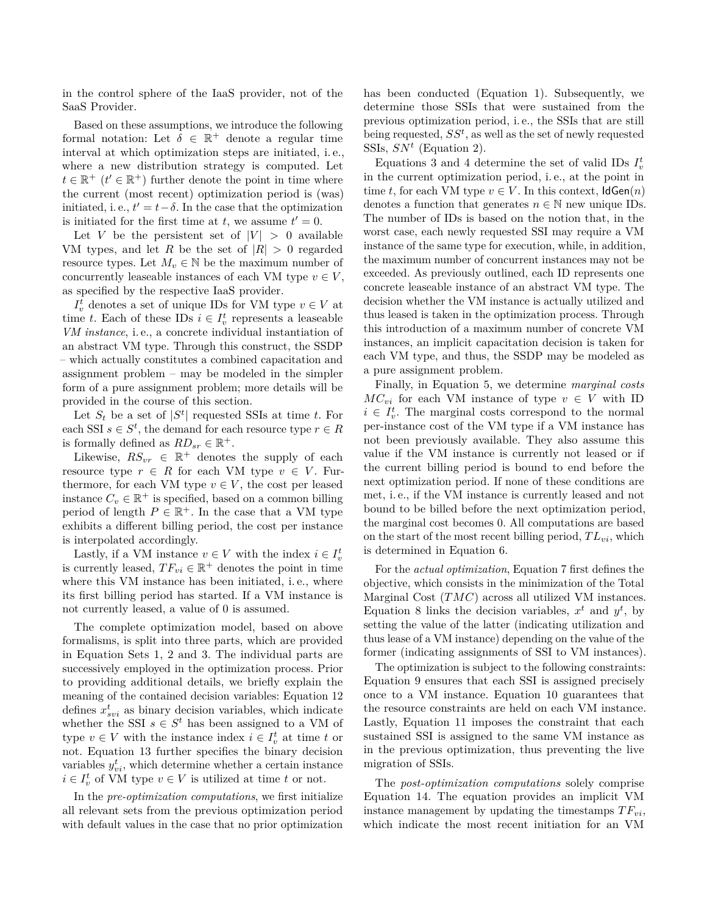in the control sphere of the IaaS provider, not of the SaaS Provider.

Based on these assumptions, we introduce the following formal notation: Let $\delta \in \mathbb{R}^+$ denote a regular time interval at which optimization steps are initiated, i. e., where a new distribution strategy is computed. Let $t \in \mathbb{R}^+$ ($t' \in \mathbb{R}^+$) further denote the point in time where the current (most recent) optimization period is (was) initiated, i. e., $t' = t - \delta$. In the case that the optimization is initiated for the first time at $t$, we assume $t' = 0$.

Let $V$ be the persistent set of $|V| > 0$ available VM types, and let $R$ be the set of $|R| > 0$ regarded resource types. Let $M_v \in \mathbb{N}$ be the maximum number of concurrently leaseable instances of each VM type $v \in V$, as specified by the respective IaaS provider.

$I_v^t$ denotes a set of unique IDs for VM type $v \in V$ at time $t$. Each of these IDs $i \in I_v^t$ represents a leaseable *VM instance*, i. e., a concrete individual instantiation of an abstract VM type. Through this construct, the SSDP – which actually constitutes a combined capacitation and assignment problem – may be modeled in the simpler form of a pure assignment problem; more details will be provided in the course of this section.

Let $S_t$ be a set of $|S^t|$ requested SSIs at time $t$. For each SSI $s \in S^t$, the demand for each resource type $r \in R$ is formally defined as $RD_{sr} \in \mathbb{R}^+$.

Likewise, $RS_{vr} \in \mathbb{R}^+$ denotes the supply of each resource type $r \in R$ for each VM type $v \in V$. Furthermore, for each VM type $v \in V$, the cost per leased instance $C_v \in \mathbb{R}^+$ is specified, based on a common billing period of length $P \in \mathbb{R}^+$. In the case that a VM type exhibits a different billing period, the cost per instance is interpolated accordingly.

Lastly, if a VM instance $v \in V$ with the index $i \in I_v^t$ is currently leased, $TF_{vi} \in \mathbb{R}^+$ denotes the point in time where this VM instance has been initiated, i. e., where its first billing period has started. If a VM instance is not currently leased, a value of 0 is assumed.

The complete optimization model, based on above formalisms, is split into three parts, which are provided in Equation Sets 1, 2 and 3. The individual parts are successively employed in the optimization process. Prior to providing additional details, we briefly explain the meaning of the contained decision variables: Equation 12 defines $x_{svi}^t$ as binary decision variables, which indicate whether the SSI $s \in S^t$ has been assigned to a VM of type $v \in V$ with the instance index $i \in I_v^t$ at time $t$ or not. Equation 13 further specifies the binary decision variables $y_{vi}^t$, which determine whether a certain instance $i \in I_v^t$ of VM type $v \in V$ is utilized at time $t$ or not.

In the *pre-optimization computations*, we first initialize all relevant sets from the previous optimization period with default values in the case that no prior optimization has been conducted (Equation 1). Subsequently, we determine those SSIs that were sustained from the previous optimization period, i. e., the SSIs that are still being requested, $SS^t$, as well as the set of newly requested SSIs, $SN^t$ (Equation 2).

Equations 3 and 4 determine the set of valid IDs $I_v^t$ in the current optimization period, i. e., at the point in time $t$, for each VM type $v \in V$. In this context, $\mathsf{IdGen}(n)$ denotes a function that generates $n \in \mathbb{N}$ new unique IDs. The number of IDs is based on the notion that, in the worst case, each newly requested SSI may require a VM instance of the same type for execution, while, in addition, the maximum number of concurrent instances may not be exceeded. As previously outlined, each ID represents one concrete leaseable instance of an abstract VM type. The decision whether the VM instance is actually utilized and thus leased is taken in the optimization process. Through this introduction of a maximum number of concrete VM instances, an implicit capacitation decision is taken for each VM type, and thus, the SSDP may be modeled as a pure assignment problem.

Finally, in Equation 5, we determine *marginal costs* $MC_{vi}$ for each VM instance of type $v \in V$ with ID $i \in I_v^t$. The marginal costs correspond to the normal per-instance cost of the VM type if a VM instance has not been previously available. They also assume this value if the VM instance is currently not leased or if the current billing period is bound to end before the next optimization period. If none of these conditions are met, i. e., if the VM instance is currently leased and not bound to be billed before the next optimization period, the marginal cost becomes 0. All computations are based on the start of the most recent billing period, $TL_{vi}$, which is determined in Equation 6.

For the *actual optimization*, Equation 7 first defines the objective, which consists in the minimization of the Total Marginal Cost ($TMC$) across all utilized VM instances. Equation 8 links the decision variables, $x^t$ and $y^t$, by setting the value of the latter (indicating utilization and thus lease of a VM instance) depending on the value of the former (indicating assignments of SSI to VM instances).

The optimization is subject to the following constraints: Equation 9 ensures that each SSI is assigned precisely once to a VM instance. Equation 10 guarantees that the resource constraints are held on each VM instance. Lastly, Equation 11 imposes the constraint that each sustained SSI is assigned to the same VM instance as in the previous optimization, thus preventing the live migration of SSIs.

The *post-optimization computations* solely comprise Equation 14. The equation provides an implicit VM instance management by updating the timestamps $TF_{vi}$, which indicate the most recent initiation for an VM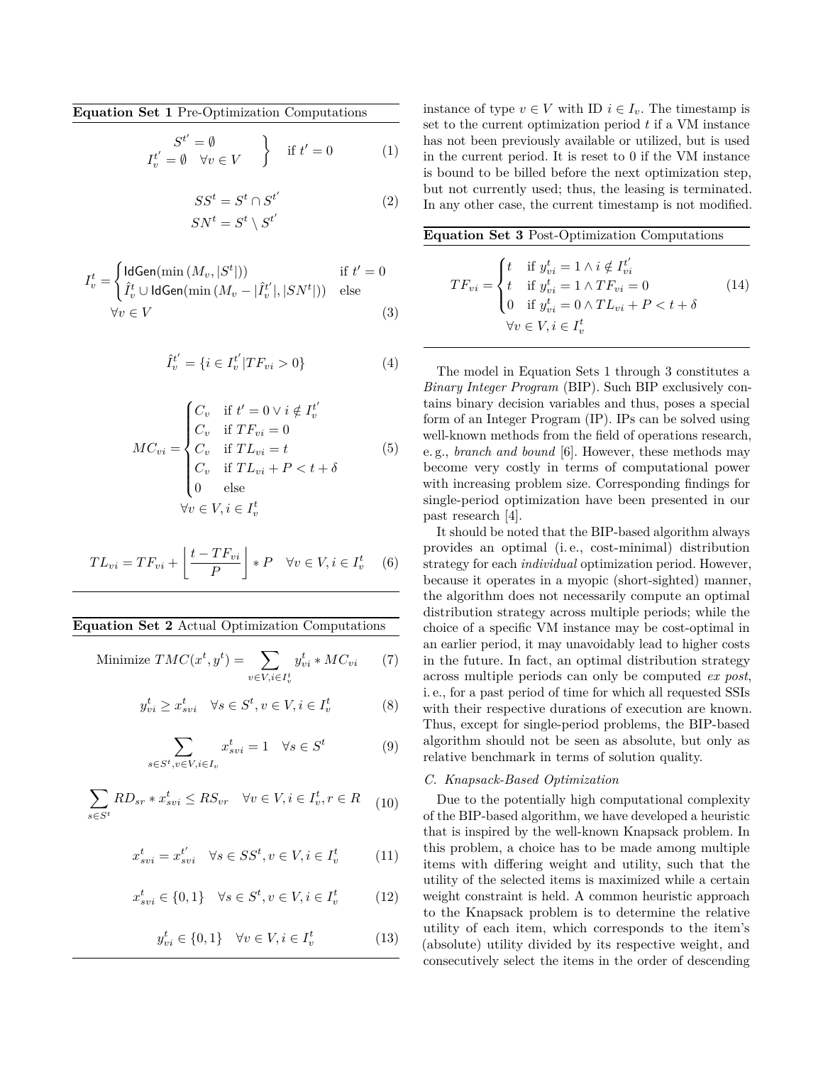**Equation Set 1** Pre-Optimization Computations

$$\left.\begin{array}{l} S^{t'} = \emptyset \\ I_v^{t'} = \emptyset \quad \forall v \in V \end{array}\right\} \quad \text{if } t' = 0 \tag{1}$$

$$\begin{aligned} SS^t &= S^t \cap S^{t'} \\ SN^t &= S^t \setminus S^{t'} \end{aligned} \tag{2}$$

$$I_v^t = \begin{cases} \mathsf{IdGen}(\min(M_v, |S^t|)) & \text{if } t' = 0 \\ \hat{I}_v^t \cup \mathsf{IdGen}(\min(M_v - |\hat{I}_v^{t'}|, |SN^t|)) & \text{else} \end{cases} \quad \forall v \in V \tag{3}$$

$$\hat{I}_v^{t'} = \{i \in I_v^{t'} | TF_{vi} > 0\} \tag{4}$$

$$MC_{vi} = \begin{cases} C_v & \text{if } t' = 0 \vee i \notin I_v^{t'} \\ C_v & \text{if } TF_{vi} = 0 \\ C_v & \text{if } TL_{vi} = t \\ C_v & \text{if } TL_{vi} + P < t + \delta \\ 0 & \text{else} \end{cases} \quad \forall v \in V, i \in I_v^t \tag{5}$$

$$TL_{vi} = TF_{vi} + \left\lfloor \frac{t - TF_{vi}}{P} \right\rfloor * P \quad \forall v \in V, i \in I_v^t \tag{6}$$

**Equation Set 2** Actual Optimization Computations

$$\text{Minimize } TMC(x^t, y^t) = \sum_{v \in V, i \in I_v^t} y_{vi}^t * MC_{vi} \tag{7}$$

$$y_{vi}^t \geq x_{svi}^t \quad \forall s \in S^t, v \in V, i \in I_v^t \tag{8}$$

$$\sum_{s \in S^t, v \in V, i \in I_v} x_{svi}^t = 1 \quad \forall s \in S^t \tag{9}$$

$$\sum_{s \in S^t} RD_{sr} * x_{svi}^t \leq RS_{vr} \quad \forall v \in V, i \in I_v^t, r \in R \tag{10}$$

$$x_{svi}^t = x_{svi}^{t'} \quad \forall s \in SS^t, v \in V, i \in I_v^t \tag{11}$$

$$x_{svi}^t \in \{0, 1\} \quad \forall s \in S^t, v \in V, i \in I_v^t \tag{12}$$

$$y_{vi}^t \in \{0, 1\} \quad \forall v \in V, i \in I_v^t \tag{13}$$

instance of type $v \in V$ with ID $i \in I_v$. The timestamp is set to the current optimization period $t$ if a VM instance has not been previously available or utilized, but is used in the current period. It is reset to 0 if the VM instance is bound to be billed before the next optimization step, but not currently used; thus, the leasing is terminated. In any other case, the current timestamp is not modified.

**Equation Set 3** Post-Optimization Computations

$$TF_{vi} = \begin{cases} t & \text{if } y_{vi}^t = 1 \wedge i \notin I_{vi}^{t'} \\ t & \text{if } y_{vi}^t = 1 \wedge TF_{vi} = 0 \\ 0 & \text{if } y_{vi}^t = 0 \wedge TL_{vi} + P < t + \delta \end{cases} \quad \forall v \in V, i \in I_v^t \tag{14}$$

The model in Equation Sets 1 through 3 constitutes a *Binary Integer Program* (BIP). Such BIP exclusively contains binary decision variables and thus, poses a special form of an Integer Program (IP). IPs can be solved using well-known methods from the field of operations research, e. g., *branch and bound* [6]. However, these methods may become very costly in terms of computational power with increasing problem size. Corresponding findings for single-period optimization have been presented in our past research [4].

It should be noted that the BIP-based algorithm always provides an optimal (i. e., cost-minimal) distribution strategy for each *individual* optimization period. However, because it operates in a myopic (short-sighted) manner, the algorithm does not necessarily compute an optimal distribution strategy across multiple periods; while the choice of a specific VM instance may be cost-optimal in an earlier period, it may unavoidably lead to higher costs in the future. In fact, an optimal distribution strategy across multiple periods can only be computed *ex post*, i. e., for a past period of time for which all requested SSIs with their respective durations of execution are known. Thus, except for single-period problems, the BIP-based algorithm should not be seen as absolute, but only as relative benchmark in terms of solution quality.

### C. Knapsack-Based Optimization

Due to the potentially high computational complexity of the BIP-based algorithm, we have developed a heuristic that is inspired by the well-known Knapsack problem. In this problem, a choice has to be made among multiple items with differing weight and utility, such that the utility of the selected items is maximized while a certain weight constraint is held. A common heuristic approach to the Knapsack problem is to determine the relative utility of each item, which corresponds to the item's (absolute) utility divided by its respective weight, and consecutively select the items in the order of descending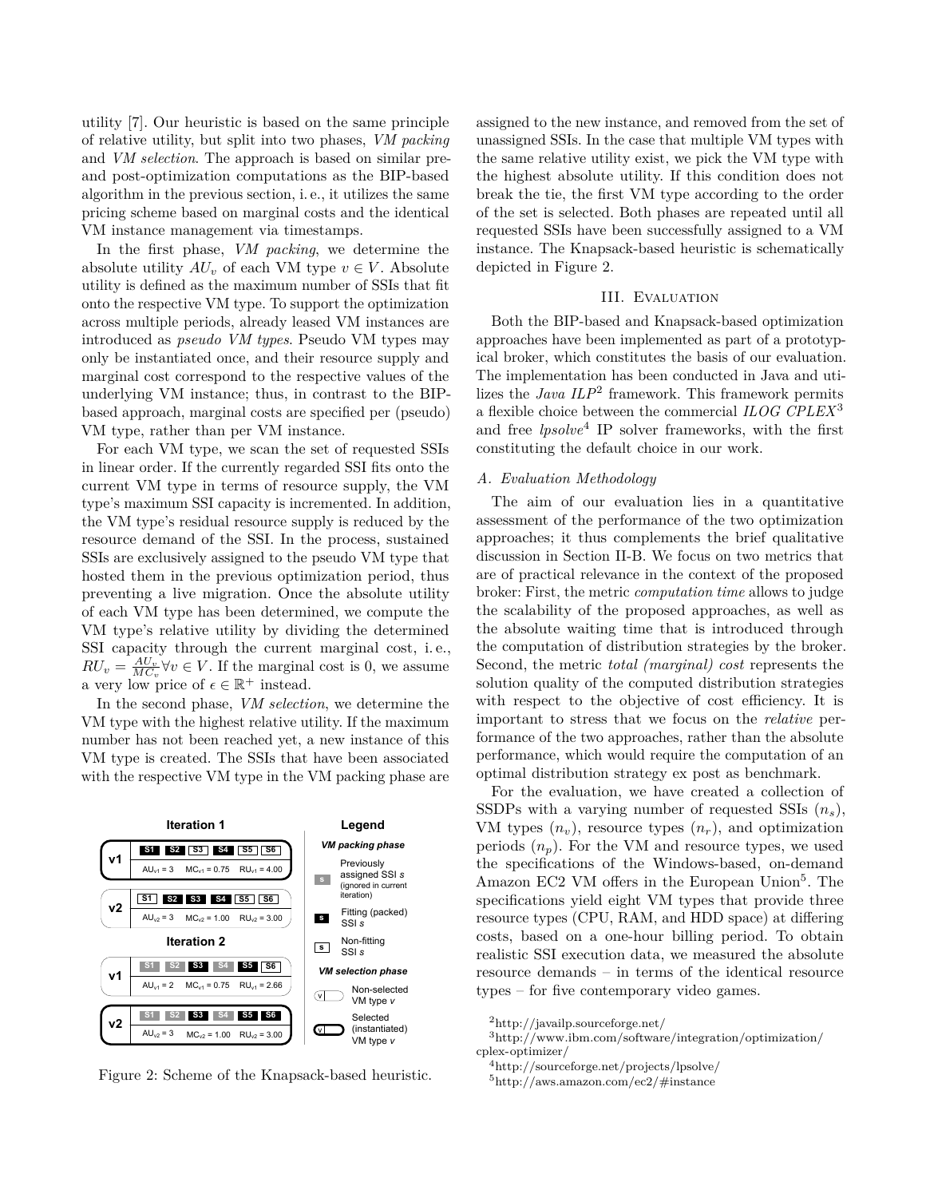utility [7]. Our heuristic is based on the same principle of relative utility, but split into two phases, *VM packing* and *VM selection*. The approach is based on similar pre- and post-optimization computations as the BIP-based algorithm in the previous section, i. e., it utilizes the same pricing scheme based on marginal costs and the identical VM instance management via timestamps.

In the first phase, *VM packing*, we determine the absolute utility $AU_v$ of each VM type $v \in V$. Absolute utility is defined as the maximum number of SSIs that fit onto the respective VM type. To support the optimization across multiple periods, already leased VM instances are introduced as *pseudo VM types*. Pseudo VM types may only be instantiated once, and their resource supply and marginal cost correspond to the respective values of the underlying VM instance; thus, in contrast to the BIP-based approach, marginal costs are specified per (pseudo) VM type, rather than per VM instance.

For each VM type, we scan the set of requested SSIs in linear order. If the currently regarded SSI fits onto the current VM type in terms of resource supply, the VM type's maximum SSI capacity is incremented. In addition, the VM type's residual resource supply is reduced by the resource demand of the SSI. In the process, sustained SSIs are exclusively assigned to the pseudo VM type that hosted them in the previous optimization period, thus preventing a live migration. Once the absolute utility of each VM type has been determined, we compute the VM type's relative utility by dividing the determined SSI capacity through the current marginal cost, i. e., $RU_v = \frac{AU_v}{MC_v} \forall v \in V$. If the marginal cost is 0, we assume a very low price of $\epsilon \in \mathbb{R}^+$ instead.

In the second phase, *VM selection*, we determine the VM type with the highest relative utility. If the maximum number has not been reached yet, a new instance of this VM type is created. The SSIs that have been associated with the respective VM type in the VM packing phase are assigned to the new instance, and removed from the set of unassigned SSIs. In the case that multiple VM types with the same relative utility exist, we pick the VM type with the highest absolute utility. If this condition does not break the tie, the first VM type according to the order of the set is selected. Both phases are repeated until all requested SSIs have been successfully assigned to a VM instance. The Knapsack-based heuristic is schematically depicted in Figure 2.

Iteration 1

v1 S1 S2 S3 S4 S5 S6
$AU_{v1}$ = 3 $MC_{v1}$ = 0.75 $RU_{v1}$ = 4.00

v2 S1 S2 S3 S4 S5 S6
$AU_{v2}$ = 3 $MC_{v2}$ = 1.00 $RU_{v2}$ = 3.00

Iteration 2

v1 S1 S2 S3 S4 S5 S6
$AU_{v1}$ = 2 $MC_{v1}$ = 0.75 $RU_{v1}$ = 2.66

v2 S1 S2 S3 S4 S5 S6
$AU_{v2}$ = 3 $MC_{v2}$ = 1.00 $RU_{v2}$ = 3.00

Legend

VM packing phase

s Previously assigned SSI *s* (ignored in current iteration)

s Fitting (packed) SSI *s*

s Non-fitting SSI *s*

VM selection phase

v Non-selected VM type *v*

v Selected (instantiated) VM type *v*

Figure 2: Scheme of the Knapsack-based heuristic.

## III. Evaluation

Both the BIP-based and Knapsack-based optimization approaches have been implemented as part of a prototypical broker, which constitutes the basis of our evaluation. The implementation has been conducted in Java and utilizes the *Java ILP*[2] framework. This framework permits a flexible choice between the commercial *ILOG CPLEX*[3] and free *lpsolve*[4] IP solver frameworks, with the first constituting the default choice in our work.

### A. Evaluation Methodology

The aim of our evaluation lies in a quantitative assessment of the performance of the two optimization approaches; it thus complements the brief qualitative discussion in Section II-B. We focus on two metrics that are of practical relevance in the context of the proposed broker: First, the metric *computation time* allows to judge the scalability of the proposed approaches, as well as the absolute waiting time that is introduced through the computation of distribution strategies by the broker. Second, the metric *total (marginal) cost* represents the solution quality of the computed distribution strategies with respect to the objective of cost efficiency. It is important to stress that we focus on the *relative* performance of the two approaches, rather than the absolute performance, which would require the computation of an optimal distribution strategy ex post as benchmark.

For the evaluation, we have created a collection of SSDPs with a varying number of requested SSIs ($n_s$), VM types ($n_v$), resource types ($n_r$), and optimization periods ($n_p$). For the VM and resource types, we used the specifications of the Windows-based, on-demand Amazon EC2 VM offers in the European Union[5]. The specifications yield eight VM types that provide three resource types (CPU, RAM, and HDD space) at differing costs, based on a one-hour billing period. To obtain realistic SSI execution data, we measured the absolute resource demands – in terms of the identical resource types – for five contemporary video games.

[2] http://javailp.sourceforge.net/

[3] http://www.ibm.com/software/integration/optimization/cplex-optimizer/

[4] http://sourceforge.net/projects/lpsolve/

[5] http://aws.amazon.com/ec2/#instance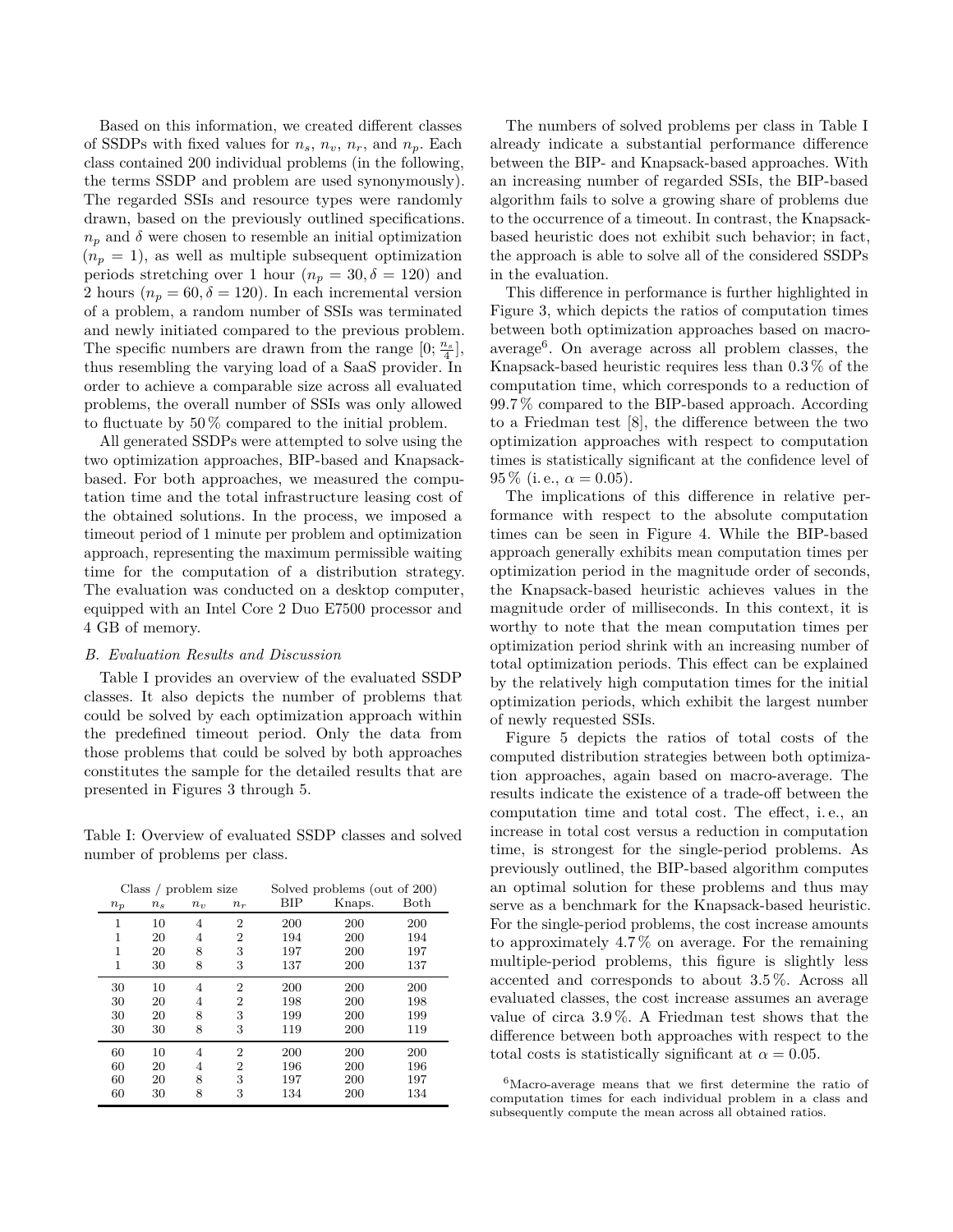Based on this information, we created different classes of SSDPs with fixed values for $n_s$, $n_v$, $n_r$, and $n_p$. Each class contained 200 individual problems (in the following, the terms SSDP and problem are used synonymously). The regarded SSIs and resource types were randomly drawn, based on the previously outlined specifications. $n_p$ and $\delta$ were chosen to resemble an initial optimization ($n_p = 1$), as well as multiple subsequent optimization periods stretching over 1 hour ($n_p = 30, \delta = 120$) and 2 hours ($n_p = 60, \delta = 120$). In each incremental version of a problem, a random number of SSIs was terminated and newly initiated compared to the previous problem. The specific numbers are drawn from the range $[0; \frac{n_s}{4}]$, thus resembling the varying load of a SaaS provider. In order to achieve a comparable size across all evaluated problems, the overall number of SSIs was only allowed to fluctuate by 50 % compared to the initial problem.

All generated SSDPs were attempted to solve using the two optimization approaches, BIP-based and Knapsack-based. For both approaches, we measured the computation time and the total infrastructure leasing cost of the obtained solutions. In the process, we imposed a timeout period of 1 minute per problem and optimization approach, representing the maximum permissible waiting time for the computation of a distribution strategy. The evaluation was conducted on a desktop computer, equipped with an Intel Core 2 Duo E7500 processor and 4 GB of memory.

### *B. Evaluation Results and Discussion*

Table I provides an overview of the evaluated SSDP classes. It also depicts the number of problems that could be solved by each optimization approach within the predefined timeout period. Only the data from those problems that could be solved by both approaches constitutes the sample for the detailed results that are presented in Figures 3 through 5.

Table I: Overview of evaluated SSDP classes and solved number of problems per class.

| Class / problem size | | | | Solved problems (out of 200) | | |
|---|---|---|---|---|---|---|
| $n_p$ | $n_s$ | $n_v$ | $n_r$ | BIP | Knaps. | Both |
| 1 | 10 | 4 | 2 | 200 | 200 | 200 |
| 1 | 20 | 4 | 2 | 194 | 200 | 194 |
| 1 | 20 | 8 | 3 | 197 | 200 | 197 |
| 1 | 30 | 8 | 3 | 137 | 200 | 137 |
| 30 | 10 | 4 | 2 | 200 | 200 | 200 |
| 30 | 20 | 4 | 2 | 198 | 200 | 198 |
| 30 | 20 | 8 | 3 | 199 | 200 | 199 |
| 30 | 30 | 8 | 3 | 119 | 200 | 119 |
| 60 | 10 | 4 | 2 | 200 | 200 | 200 |
| 60 | 20 | 4 | 2 | 196 | 200 | 196 |
| 60 | 20 | 8 | 3 | 197 | 200 | 197 |
| 60 | 30 | 8 | 3 | 134 | 200 | 134 |

The numbers of solved problems per class in Table I already indicate a substantial performance difference between the BIP- and Knapsack-based approaches. With an increasing number of regarded SSIs, the BIP-based algorithm fails to solve a growing share of problems due to the occurrence of a timeout. In contrast, the Knapsack-based heuristic does not exhibit such behavior; in fact, the approach is able to solve all of the considered SSDPs in the evaluation.

This difference in performance is further highlighted in Figure 3, which depicts the ratios of computation times between both optimization approaches based on macro-average[6]. On average across all problem classes, the Knapsack-based heuristic requires less than 0.3 % of the computation time, which corresponds to a reduction of 99.7 % compared to the BIP-based approach. According to a Friedman test [8], the difference between the two optimization approaches with respect to computation times is statistically significant at the confidence level of 95 % (i. e., $\alpha = 0.05$).

The implications of this difference in relative performance with respect to the absolute computation times can be seen in Figure 4. While the BIP-based approach generally exhibits mean computation times per optimization period in the magnitude order of seconds, the Knapsack-based heuristic achieves values in the magnitude order of milliseconds. In this context, it is worthy to note that the mean computation times per optimization period shrink with an increasing number of total optimization periods. This effect can be explained by the relatively high computation times for the initial optimization periods, which exhibit the largest number of newly requested SSIs.

Figure 5 depicts the ratios of total costs of the computed distribution strategies between both optimization approaches, again based on macro-average. The results indicate the existence of a trade-off between the computation time and total cost. The effect, i. e., an increase in total cost versus a reduction in computation time, is strongest for the single-period problems. As previously outlined, the BIP-based algorithm computes an optimal solution for these problems and thus may serve as a benchmark for the Knapsack-based heuristic. For the single-period problems, the cost increase amounts to approximately 4.7 % on average. For the remaining multiple-period problems, this figure is slightly less accented and corresponds to about 3.5 %. Across all evaluated classes, the cost increase assumes an average value of circa 3.9 %. A Friedman test shows that the difference between both approaches with respect to the total costs is statistically significant at $\alpha = 0.05$.

[6] Macro-average means that we first determine the ratio of computation times for each individual problem in a class and subsequently compute the mean across all obtained ratios.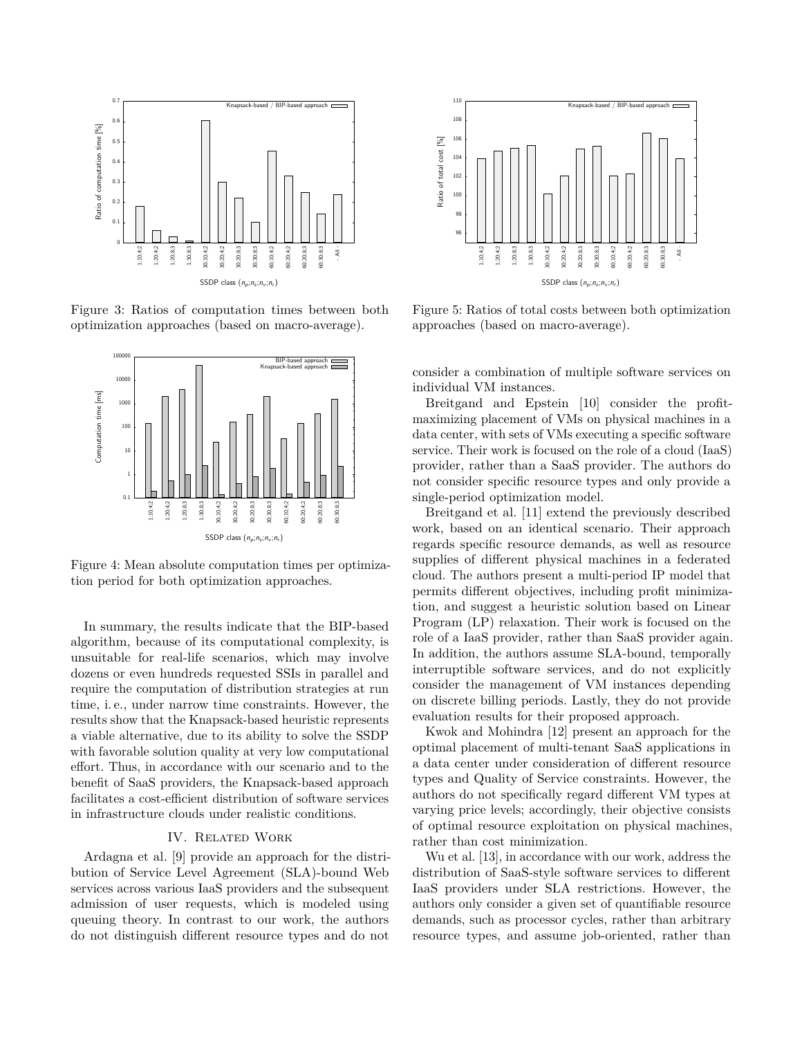Figure 3: Ratios of computation times between both optimization approaches (based on macro-average).

Figure 4: Mean absolute computation times per optimization period for both optimization approaches.

In summary, the results indicate that the BIP-based algorithm, because of its computational complexity, is unsuitable for real-life scenarios, which may involve dozens or even hundreds requested SSIs in parallel and require the computation of distribution strategies at run time, i. e., under narrow time constraints. However, the results show that the Knapsack-based heuristic represents a viable alternative, due to its ability to solve the SSDP with favorable solution quality at very low computational effort. Thus, in accordance with our scenario and to the benefit of SaaS providers, the Knapsack-based approach facilitates a cost-efficient distribution of software services in infrastructure clouds under realistic conditions.

## IV. Related Work

Ardagna et al. [9] provide an approach for the distribution of Service Level Agreement (SLA)-bound Web services across various IaaS providers and the subsequent admission of user requests, which is modeled using queuing theory. In contrast to our work, the authors do not distinguish different resource types and do not consider a combination of multiple software services on individual VM instances.

Figure 5: Ratios of total costs between both optimization approaches (based on macro-average).

Breitgand and Epstein [10] consider the profit-maximizing placement of VMs on physical machines in a data center, with sets of VMs executing a specific software service. Their work is focused on the role of a cloud (IaaS) provider, rather than a SaaS provider. The authors do not consider specific resource types and only provide a single-period optimization model.

Breitgand et al. [11] extend the previously described work, based on an identical scenario. Their approach regards specific resource demands, as well as resource supplies of different physical machines in a federated cloud. The authors present a multi-period IP model that permits different objectives, including profit minimization, and suggest a heuristic solution based on Linear Program (LP) relaxation. Their work is focused on the role of a IaaS provider, rather than SaaS provider again. In addition, the authors assume SLA-bound, temporally interruptible software services, and do not explicitly consider the management of VM instances depending on discrete billing periods. Lastly, they do not provide evaluation results for their proposed approach.

Kwok and Mohindra [12] present an approach for the optimal placement of multi-tenant SaaS applications in a data center under consideration of different resource types and Quality of Service constraints. However, the authors do not specifically regard different VM types at varying price levels; accordingly, their objective consists of optimal resource exploitation on physical machines, rather than cost minimization.

Wu et al. [13], in accordance with our work, address the distribution of SaaS-style software services to different IaaS providers under SLA restrictions. However, the authors only consider a given set of quantifiable resource demands, such as processor cycles, rather than arbitrary resource types, and assume job-oriented, rather than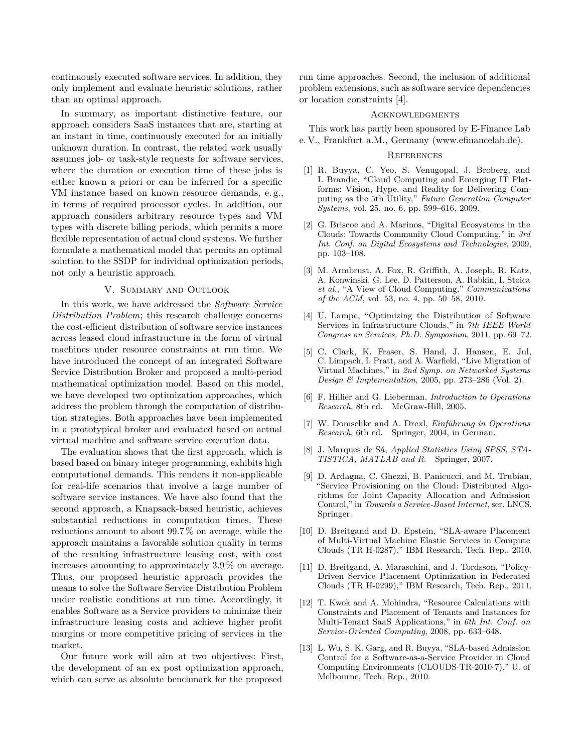continuously executed software services. In addition, they only implement and evaluate heuristic solutions, rather than an optimal approach.

In summary, as important distinctive feature, our approach considers SaaS instances that are, starting at an instant in time, continuously executed for an initially unknown duration. In contrast, the related work usually assumes job- or task-style requests for software services, where the duration or execution time of these jobs is either known a priori or can be inferred for a specific VM instance based on known resource demands, e. g., in terms of required processor cycles. In addition, our approach considers arbitrary resource types and VM types with discrete billing periods, which permits a more flexible representation of actual cloud systems. We further formulate a mathematical model that permits an optimal solution to the SSDP for individual optimization periods, not only a heuristic approach.

## V. Summary and Outlook

In this work, we have addressed the *Software Service Distribution Problem*; this research challenge concerns the cost-efficient distribution of software service instances across leased cloud infrastructure in the form of virtual machines under resource constraints at run time. We have introduced the concept of an integrated Software Service Distribution Broker and proposed a multi-period mathematical optimization model. Based on this model, we have developed two optimization approaches, which address the problem through the computation of distribution strategies. Both approaches have been implemented in a prototypical broker and evaluated based on actual virtual machine and software service execution data.

The evaluation shows that the first approach, which is based based on binary integer programming, exhibits high computational demands. This renders it non-applicable for real-life scenarios that involve a large number of software service instances. We have also found that the second approach, a Knapsack-based heuristic, achieves substantial reductions in computation times. These reductions amount to about 99.7 % on average, while the approach maintains a favorable solution quality in terms of the resulting infrastructure leasing cost, with cost increases amounting to approximately 3.9 % on average. Thus, our proposed heuristic approach provides the means to solve the Software Service Distribution Problem under realistic conditions at run time. Accordingly, it enables Software as a Service providers to minimize their infrastructure leasing costs and achieve higher profit margins or more competitive pricing of services in the market.

Our future work will aim at two objectives: First, the development of an ex post optimization approach, which can serve as absolute benchmark for the proposed run time approaches. Second, the inclusion of additional problem extensions, such as software service dependencies or location constraints [4].

## Acknowledgments

This work has partly been sponsored by E-Finance Lab e. V., Frankfurt a.M., Germany (www.efinancelab.de).

## References

[1] R. Buyya, C. Yeo, S. Venugopal, J. Broberg, and I. Brandic, "Cloud Computing and Emerging IT Platforms: Vision, Hype, and Reality for Delivering Computing as the 5th Utility," *Future Generation Computer Systems*, vol. 25, no. 6, pp. 599–616, 2009.

[2] G. Briscoe and A. Marinos, "Digital Ecosystems in the Clouds: Towards Community Cloud Computing," in *3rd Int. Conf. on Digital Ecosystems and Technologies*, 2009, pp. 103–108.

[3] M. Armbrust, A. Fox, R. Griffith, A. Joseph, R. Katz, A. Konwinski, G. Lee, D. Patterson, A. Rabkin, I. Stoica *et al.*, "A View of Cloud Computing," *Communications of the ACM*, vol. 53, no. 4, pp. 50–58, 2010.

[4] U. Lampe, "Optimizing the Distribution of Software Services in Infrastructure Clouds," in *7th IEEE World Congress on Services, Ph.D. Symposium*, 2011, pp. 69–72.

[5] C. Clark, K. Fraser, S. Hand, J. Hansen, E. Jul, C. Limpach, I. Pratt, and A. Warfield, "Live Migration of Virtual Machines," in *2nd Symp. on Networked Systems Design & Implementation*, 2005, pp. 273–286 (Vol. 2).

[6] F. Hillier and G. Lieberman, *Introduction to Operations Research*, 8th ed. McGraw-Hill, 2005.

[7] W. Domschke and A. Drexl, *Einführung in Operations Research*, 6th ed. Springer, 2004, in German.

[8] J. Marques de Sá, *Applied Statistics Using SPSS, STATISTICA, MATLAB and R*. Springer, 2007.

[9] D. Ardagna, C. Ghezzi, B. Panicucci, and M. Trubian, "Service Provisioning on the Cloud: Distributed Algorithms for Joint Capacity Allocation and Admission Control," in *Towards a Service-Based Internet*, ser. LNCS. Springer.

[10] D. Breitgand and D. Epstein, "SLA-aware Placement of Multi-Virtual Machine Elastic Services in Compute Clouds (TR H-0287)," IBM Research, Tech. Rep., 2010.

[11] D. Breitgand, A. Maraschini, and J. Tordsson, "Policy-Driven Service Placement Optimization in Federated Clouds (TR H-0299)," IBM Research, Tech. Rep., 2011.

[12] T. Kwok and A. Mohindra, "Resource Calculations with Constraints and Placement of Tenants and Instances for Multi-Tenant SaaS Applications," in *6th Int. Conf. on Service-Oriented Computing*, 2008, pp. 633–648.

[13] L. Wu, S. K. Garg, and R. Buyya, "SLA-based Admission Control for a Software-as-a-Service Provider in Cloud Computing Environments (CLOUDS-TR-2010-7)," U. of Melbourne, Tech. Rep., 2010.